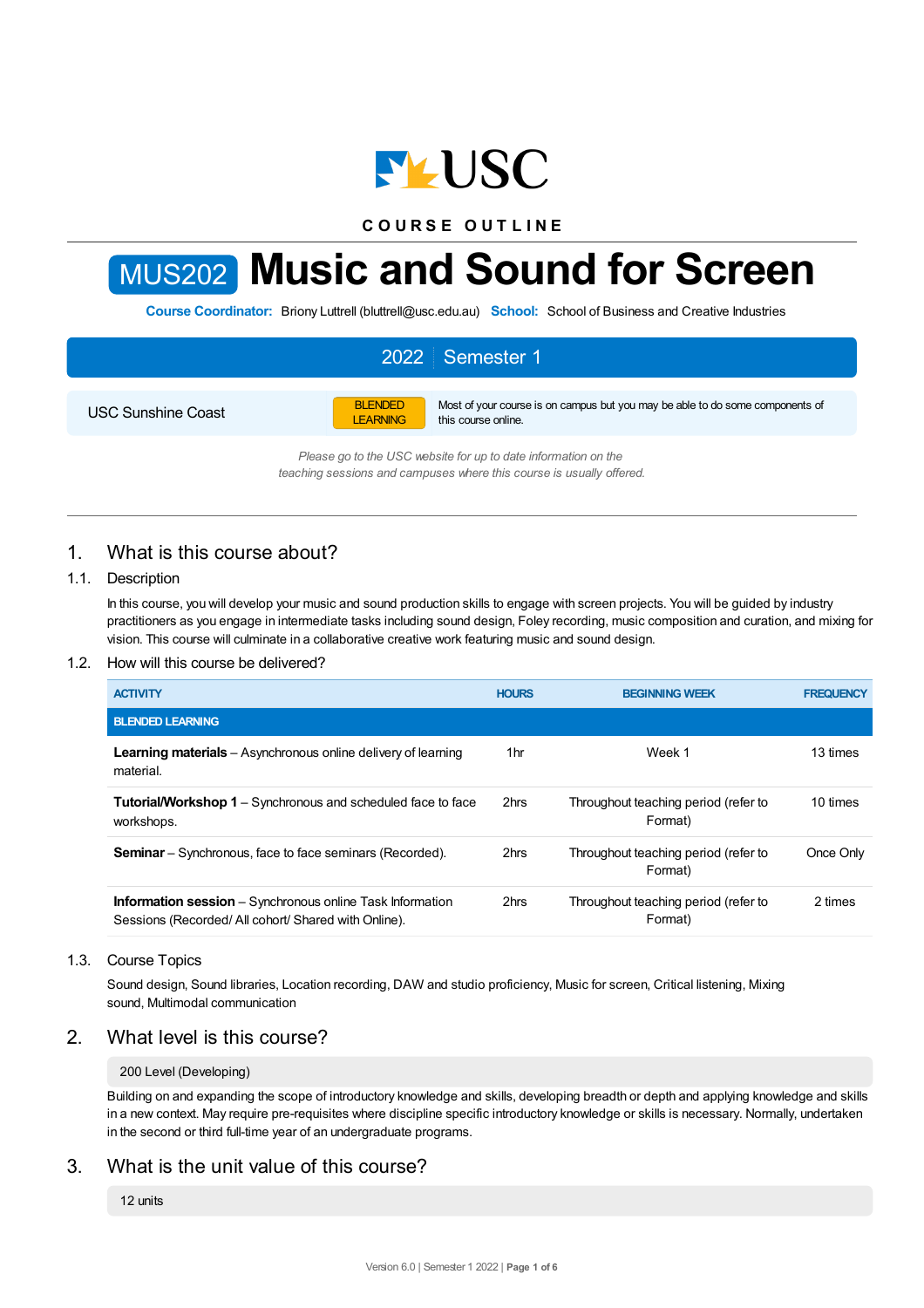USC

COURSE OUTLINE

# MUS202 Music and Sound for Screen

**Course Coordinator:** Briony Luttrell (bluttrell@usc.edu.au) **School:** School of Business and Creative Industries

## 2022 | Semester 1

USC Sunshine Coast | BLENDED LEARNING | Most of your course is on campus but you may be able to do some components of this course online.

*Please go to the USC website for up to date information on the teaching sessions and campuses where this course is usually offered.*

## 1. What is this course about?

### 1.1. Description

In this course, you will develop your music and sound production skills to engage with screen projects. You will be guided by industry practitioners as you engage in intermediate tasks including sound design, Foley recording, music composition and curation, and mixing for vision. This course will culminate in a collaborative creative work featuring music and sound design.

### 1.2. How will this course be delivered?

| ACTIVITY | HOURS | BEGINNING WEEK | FREQUENCY |
|---|---|---|---|
| **BLENDED LEARNING** | | | |
| **Learning materials** – Asynchronous online delivery of learning material. | 1hr | Week 1 | 13 times |
| **Tutorial/Workshop 1** – Synchronous and scheduled face to face workshops. | 2hrs | Throughout teaching period (refer to Format) | 10 times |
| **Seminar** – Synchronous, face to face seminars (Recorded). | 2hrs | Throughout teaching period (refer to Format) | Once Only |
| **Information session** – Synchronous online Task Information Sessions (Recorded/ All cohort/ Shared with Online). | 2hrs | Throughout teaching period (refer to Format) | 2 times |

### 1.3. Course Topics

Sound design, Sound libraries, Location recording, DAW and studio proficiency, Music for screen, Critical listening, Mixing sound, Multimodal communication

## 2. What level is this course?

200 Level (Developing)

Building on and expanding the scope of introductory knowledge and skills, developing breadth or depth and applying knowledge and skills in a new context. May require pre-requisites where discipline specific introductory knowledge or skills is necessary. Normally, undertaken in the second or third full-time year of an undergraduate programs.

## 3. What is the unit value of this course?

12 units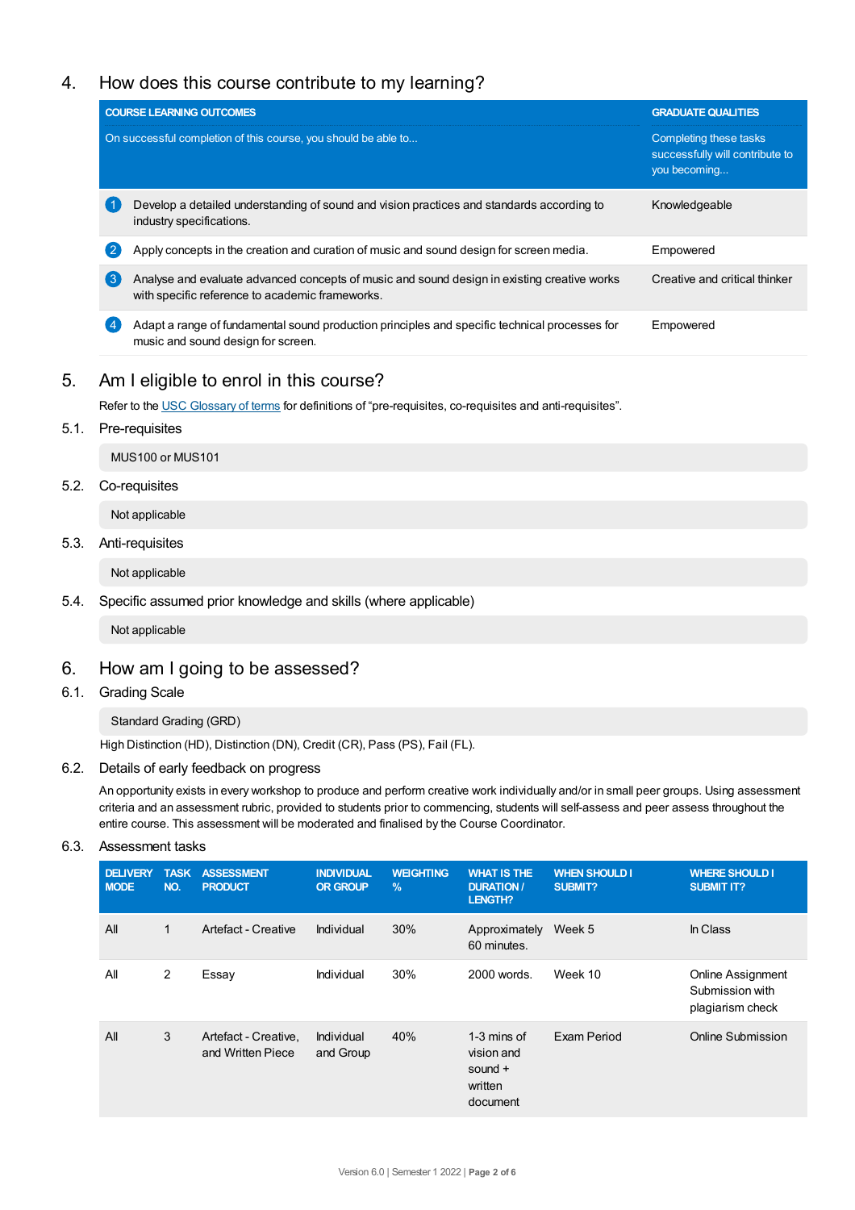## 4. How does this course contribute to my learning?

| | COURSE LEARNING OUTCOMES<br>On successful completion of this course, you should be able to... | GRADUATE QUALITIES<br>Completing these tasks successfully will contribute to you becoming... |
|---|---|---|
| 1 | Develop a detailed understanding of sound and vision practices and standards according to industry specifications. | Knowledgeable |
| 2 | Apply concepts in the creation and curation of music and sound design for screen media. | Empowered |
| 3 | Analyse and evaluate advanced concepts of music and sound design in existing creative works with specific reference to academic frameworks. | Creative and critical thinker |
| 4 | Adapt a range of fundamental sound production principles and specific technical processes for music and sound design for screen. | Empowered |

## 5. Am I eligible to enrol in this course?

Refer to the USC Glossary of terms for definitions of "pre-requisites, co-requisites and anti-requisites".

### 5.1. Pre-requisites

MUS100 or MUS101

### 5.2. Co-requisites

Not applicable

### 5.3. Anti-requisites

Not applicable

### 5.4. Specific assumed prior knowledge and skills (where applicable)

Not applicable

## 6. How am I going to be assessed?

### 6.1. Grading Scale

Standard Grading (GRD)

High Distinction (HD), Distinction (DN), Credit (CR), Pass (PS), Fail (FL).

### 6.2. Details of early feedback on progress

An opportunity exists in every workshop to produce and perform creative work individually and/or in small peer groups. Using assessment criteria and an assessment rubric, provided to students prior to commencing, students will self-assess and peer assess throughout the entire course. This assessment will be moderated and finalised by the Course Coordinator.

### 6.3. Assessment tasks

| DELIVERY MODE | TASK NO. | ASSESSMENT PRODUCT | INDIVIDUAL OR GROUP | WEIGHTING % | WHAT IS THE DURATION / LENGTH? | WHEN SHOULD I SUBMIT? | WHERE SHOULD I SUBMIT IT? |
|---|---|---|---|---|---|---|---|
| All | 1 | Artefact - Creative | Individual | 30% | Approximately 60 minutes. | Week 5 | In Class |
| All | 2 | Essay | Individual | 30% | 2000 words. | Week 10 | Online Assignment Submission with plagiarism check |
| All | 3 | Artefact - Creative, and Written Piece | Individual and Group | 40% | 1-3 mins of vision and sound + written document | Exam Period | Online Submission |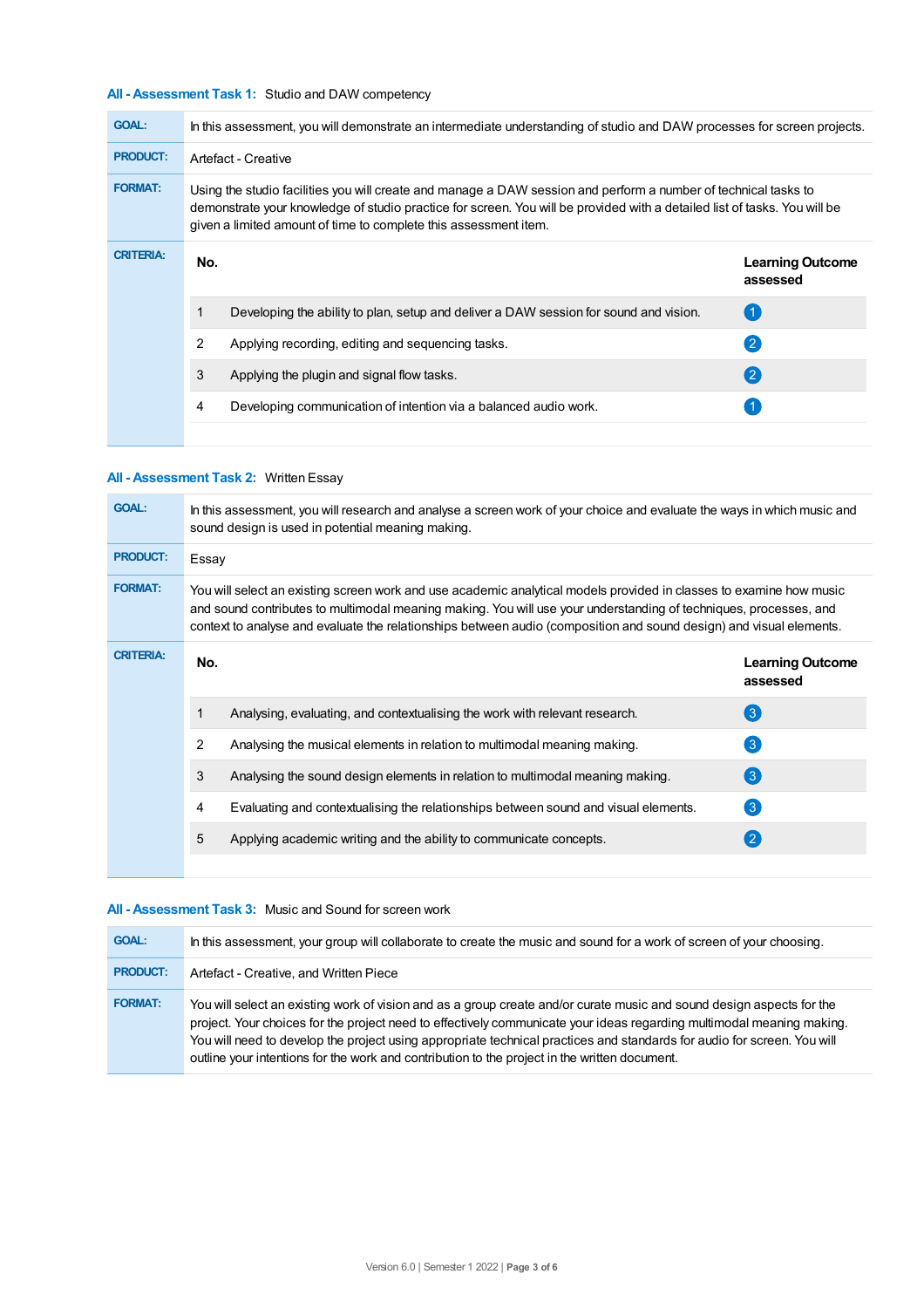### All - Assessment Task 1: Studio and DAW competency

**GOAL:** In this assessment, you will demonstrate an intermediate understanding of studio and DAW processes for screen projects.

**PRODUCT:** Artefact - Creative

**FORMAT:** Using the studio facilities you will create and manage a DAW session and perform a number of technical tasks to demonstrate your knowledge of studio practice for screen. You will be provided with a detailed list of tasks. You will be given a limited amount of time to complete this assessment item.

**CRITERIA:**

| No. | | Learning Outcome assessed |
|---|---|---|
| 1 | Developing the ability to plan, setup and deliver a DAW session for sound and vision. | 1 |
| 2 | Applying recording, editing and sequencing tasks. | 2 |
| 3 | Applying the plugin and signal flow tasks. | 2 |
| 4 | Developing communication of intention via a balanced audio work. | 1 |

### All - Assessment Task 2: Written Essay

**GOAL:** In this assessment, you will research and analyse a screen work of your choice and evaluate the ways in which music and sound design is used in potential meaning making.

**PRODUCT:** Essay

**FORMAT:** You will select an existing screen work and use academic analytical models provided in classes to examine how music and sound contributes to multimodal meaning making. You will use your understanding of techniques, processes, and context to analyse and evaluate the relationships between audio (composition and sound design) and visual elements.

**CRITERIA:**

| No. | | Learning Outcome assessed |
|---|---|---|
| 1 | Analysing, evaluating, and contextualising the work with relevant research. | 3 |
| 2 | Analysing the musical elements in relation to multimodal meaning making. | 3 |
| 3 | Analysing the sound design elements in relation to multimodal meaning making. | 3 |
| 4 | Evaluating and contextualising the relationships between sound and visual elements. | 3 |
| 5 | Applying academic writing and the ability to communicate concepts. | 2 |

### All - Assessment Task 3: Music and Sound for screen work

**GOAL:** In this assessment, your group will collaborate to create the music and sound for a work of screen of your choosing.

**PRODUCT:** Artefact - Creative, and Written Piece

**FORMAT:** You will select an existing work of vision and as a group create and/or curate music and sound design aspects for the project. Your choices for the project need to effectively communicate your ideas regarding multimodal meaning making. You will need to develop the project using appropriate technical practices and standards for audio for screen. You will outline your intentions for the work and contribution to the project in the written document.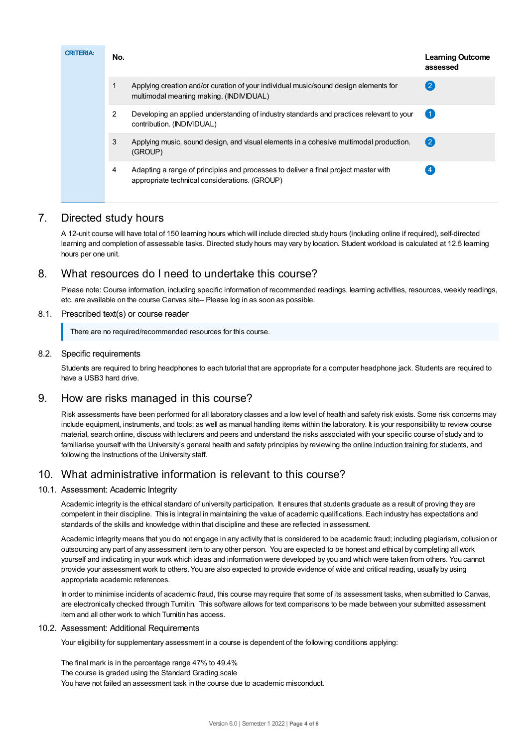**CRITERIA:**

| No. | | Learning Outcome assessed |
|---|---|---|
| 1 | Applying creation and/or curation of your individual music/sound design elements for multimodal meaning making. (INDIVIDUAL) | 2 |
| 2 | Developing an applied understanding of industry standards and practices relevant to your contribution. (INDIVIDUAL) | 1 |
| 3 | Applying music, sound design, and visual elements in a cohesive multimodal production. (GROUP) | 2 |
| 4 | Adapting a range of principles and processes to deliver a final project master with appropriate technical considerations. (GROUP) | 4 |

## 7. Directed study hours

A 12-unit course will have total of 150 learning hours which will include directed study hours (including online if required), self-directed learning and completion of assessable tasks. Directed study hours may vary by location. Student workload is calculated at 12.5 learning hours per one unit.

## 8. What resources do I need to undertake this course?

Please note: Course information, including specific information of recommended readings, learning activities, resources, weekly readings, etc. are available on the course Canvas site– Please log in as soon as possible.

### 8.1. Prescribed text(s) or course reader

There are no required/recommended resources for this course.

### 8.2. Specific requirements

Students are required to bring headphones to each tutorial that are appropriate for a computer headphone jack. Students are required to have a USB3 hard drive.

## 9. How are risks managed in this course?

Risk assessments have been performed for all laboratory classes and a low level of health and safety risk exists. Some risk concerns may include equipment, instruments, and tools; as well as manual handling items within the laboratory. It is your responsibility to review course material, search online, discuss with lecturers and peers and understand the risks associated with your specific course of study and to familiarise yourself with the University's general health and safety principles by reviewing the online induction training for students, and following the instructions of the University staff.

## 10. What administrative information is relevant to this course?

### 10.1. Assessment: Academic Integrity

Academic integrity is the ethical standard of university participation. It ensures that students graduate as a result of proving they are competent in their discipline. This is integral in maintaining the value of academic qualifications. Each industry has expectations and standards of the skills and knowledge within that discipline and these are reflected in assessment.

Academic integrity means that you do not engage in any activity that is considered to be academic fraud; including plagiarism, collusion or outsourcing any part of any assessment item to any other person. You are expected to be honest and ethical by completing all work yourself and indicating in your work which ideas and information were developed by you and which were taken from others. You cannot provide your assessment work to others. You are also expected to provide evidence of wide and critical reading, usually by using appropriate academic references.

In order to minimise incidents of academic fraud, this course may require that some of its assessment tasks, when submitted to Canvas, are electronically checked through Turnitin. This software allows for text comparisons to be made between your submitted assessment item and all other work to which Turnitin has access.

### 10.2. Assessment: Additional Requirements

Your eligibility for supplementary assessment in a course is dependent of the following conditions applying:

The final mark is in the percentage range 47% to 49.4%
The course is graded using the Standard Grading scale
You have not failed an assessment task in the course due to academic misconduct.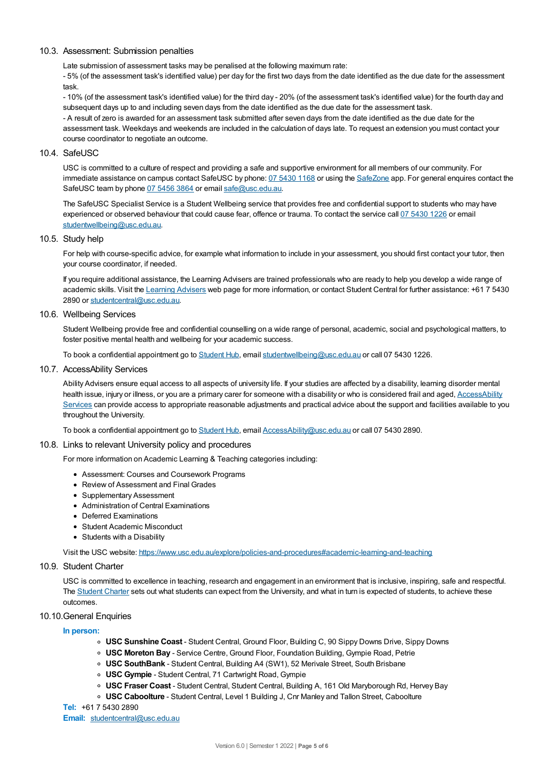### 10.3. Assessment: Submission penalties

Late submission of assessment tasks may be penalised at the following maximum rate:

- 5% (of the assessment task's identified value) per day for the first two days from the date identified as the due date for the assessment task.

- 10% (of the assessment task's identified value) for the third day - 20% (of the assessment task's identified value) for the fourth day and subsequent days up to and including seven days from the date identified as the due date for the assessment task.

- A result of zero is awarded for an assessment task submitted after seven days from the date identified as the due date for the assessment task. Weekdays and weekends are included in the calculation of days late. To request an extension you must contact your course coordinator to negotiate an outcome.

### 10.4. SafeUSC

USC is committed to a culture of respect and providing a safe and supportive environment for all members of our community. For immediate assistance on campus contact SafeUSC by phone: 07 5430 1168 or using the SafeZone app. For general enquires contact the SafeUSC team by phone 07 5456 3864 or email safe@usc.edu.au.

The SafeUSC Specialist Service is a Student Wellbeing service that provides free and confidential support to students who may have experienced or observed behaviour that could cause fear, offence or trauma. To contact the service call 07 5430 1226 or email studentwellbeing@usc.edu.au.

### 10.5. Study help

For help with course-specific advice, for example what information to include in your assessment, you should first contact your tutor, then your course coordinator, if needed.

If you require additional assistance, the Learning Advisers are trained professionals who are ready to help you develop a wide range of academic skills. Visit the Learning Advisers web page for more information, or contact Student Central for further assistance: +61 7 5430 2890 or studentcentral@usc.edu.au.

### 10.6. Wellbeing Services

Student Wellbeing provide free and confidential counselling on a wide range of personal, academic, social and psychological matters, to foster positive mental health and wellbeing for your academic success.

To book a confidential appointment go to Student Hub, email studentwellbeing@usc.edu.au or call 07 5430 1226.

### 10.7. AccessAbility Services

Ability Advisers ensure equal access to all aspects of university life. If your studies are affected by a disability, learning disorder mental health issue, injury or illness, or you are a primary carer for someone with a disability or who is considered frail and aged, AccessAbility Services can provide access to appropriate reasonable adjustments and practical advice about the support and facilities available to you throughout the University.

To book a confidential appointment go to Student Hub, email AccessAbility@usc.edu.au or call 07 5430 2890.

### 10.8. Links to relevant University policy and procedures

For more information on Academic Learning & Teaching categories including:

- Assessment: Courses and Coursework Programs
- Review of Assessment and Final Grades
- Supplementary Assessment
- Administration of Central Examinations
- Deferred Examinations
- Student Academic Misconduct
- Students with a Disability

Visit the USC website: https://www.usc.edu.au/explore/policies-and-procedures#academic-learning-and-teaching

### 10.9. Student Charter

USC is committed to excellence in teaching, research and engagement in an environment that is inclusive, inspiring, safe and respectful. The Student Charter sets out what students can expect from the University, and what in turn is expected of students, to achieve these outcomes.

### 10.10. General Enquiries

**In person:**

- **USC Sunshine Coast** - Student Central, Ground Floor, Building C, 90 Sippy Downs Drive, Sippy Downs
- **USC Moreton Bay** - Service Centre, Ground Floor, Foundation Building, Gympie Road, Petrie
- **USC SouthBank** - Student Central, Building A4 (SW1), 52 Merivale Street, South Brisbane
- **USC Gympie** - Student Central, 71 Cartwright Road, Gympie
- **USC Fraser Coast** - Student Central, Student Central, Building A, 161 Old Maryborough Rd, Hervey Bay
- **USC Caboolture** - Student Central, Level 1 Building J, Cnr Manley and Tallon Street, Caboolture

**Tel:** +61 7 5430 2890

**Email:** studentcentral@usc.edu.au